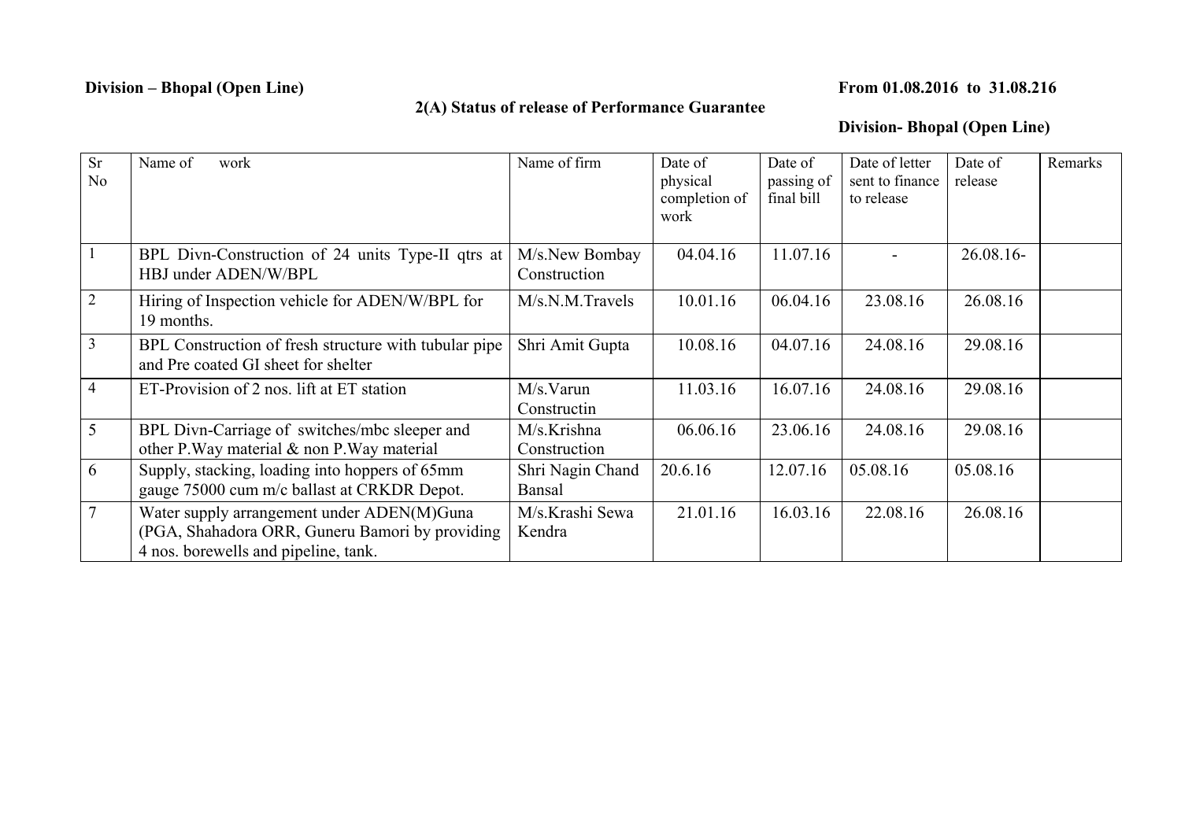**Division – Bhopal (Open Line)** **From 01.08.2016 to 31.08.216**

## 2(A) Status of release of Performance Guarantee

**Division- Bhopal (Open Line)**

| Sr No | Name of work | Name of firm | Date of physical completion of work | Date of passing of final bill | Date of letter sent to finance to release | Date of release | Remarks |
|---|---|---|---|---|---|---|---|
| 1 | BPL Divn-Construction of 24 units Type-II qtrs at HBJ under ADEN/W/BPL | M/s.New Bombay Construction | 04.04.16 | 11.07.16 | - | 26.08.16- | |
| 2 | Hiring of Inspection vehicle for ADEN/W/BPL for 19 months. | M/s.N.M.Travels | 10.01.16 | 06.04.16 | 23.08.16 | 26.08.16 | |
| 3 | BPL Construction of fresh structure with tubular pipe and Pre coated GI sheet for shelter | Shri Amit Gupta | 10.08.16 | 04.07.16 | 24.08.16 | 29.08.16 | |
| 4 | ET-Provision of 2 nos. lift at ET station | M/s.Varun Constructin | 11.03.16 | 16.07.16 | 24.08.16 | 29.08.16 | |
| 5 | BPL Divn-Carriage of switches/mbc sleeper and other P.Way material & non P.Way material | M/s.Krishna Construction | 06.06.16 | 23.06.16 | 24.08.16 | 29.08.16 | |
| 6 | Supply, stacking, loading into hoppers of 65mm gauge 75000 cum m/c ballast at CRKDR Depot. | Shri Nagin Chand Bansal | 20.6.16 | 12.07.16 | 05.08.16 | 05.08.16 | |
| 7 | Water supply arrangement under ADEN(M)Guna (PGA, Shahadora ORR, Guneru Bamori by providing 4 nos. borewells and pipeline, tank. | M/s.Krashi Sewa Kendra | 21.01.16 | 16.03.16 | 22.08.16 | 26.08.16 | |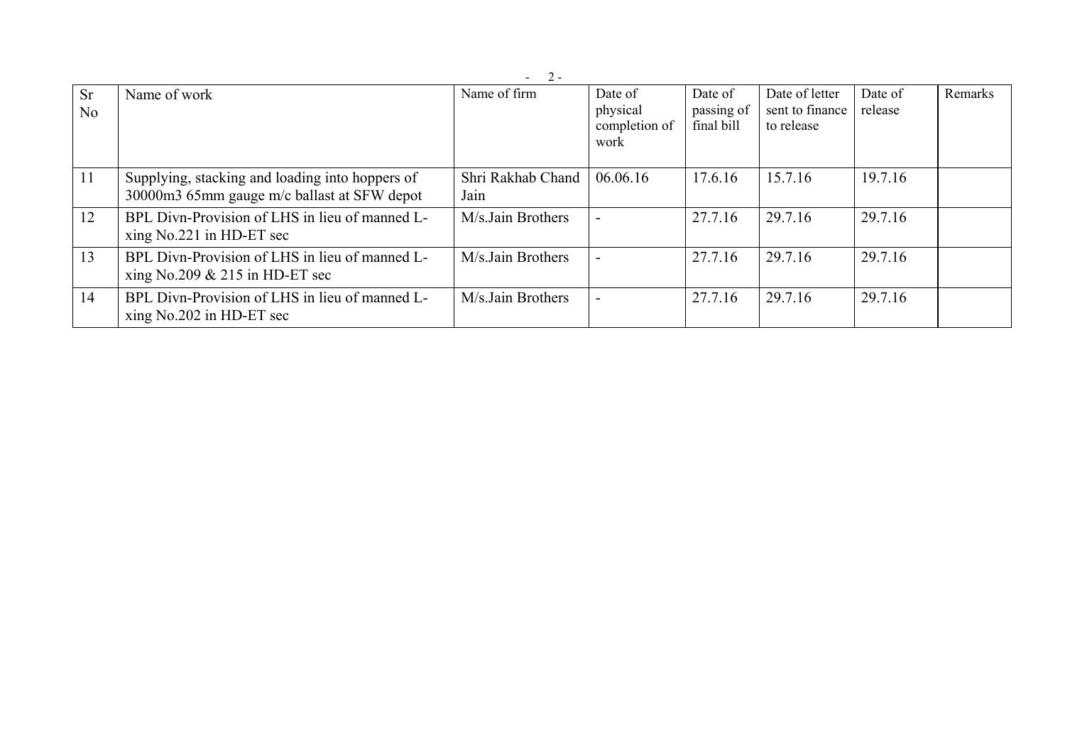| Sr No | Name of work | Name of firm | Date of physical completion of work | Date of passing of final bill | Date of letter sent to finance to release | Date of release | Remarks |
|---|---|---|---|---|---|---|---|
| 11 | Supplying, stacking and loading into hoppers of 30000m3 65mm gauge m/c ballast at SFW depot | Shri Rakhab Chand Jain | 06.06.16 | 17.6.16 | 15.7.16 | 19.7.16 | |
| 12 | BPL Divn-Provision of LHS in lieu of manned L-xing No.221 in HD-ET sec | M/s.Jain Brothers | - | 27.7.16 | 29.7.16 | 29.7.16 | |
| 13 | BPL Divn-Provision of LHS in lieu of manned L-xing No.209 & 215 in HD-ET sec | M/s.Jain Brothers | - | 27.7.16 | 29.7.16 | 29.7.16 | |
| 14 | BPL Divn-Provision of LHS in lieu of manned L-xing No.202 in HD-ET sec | M/s.Jain Brothers | - | 27.7.16 | 29.7.16 | 29.7.16 | |